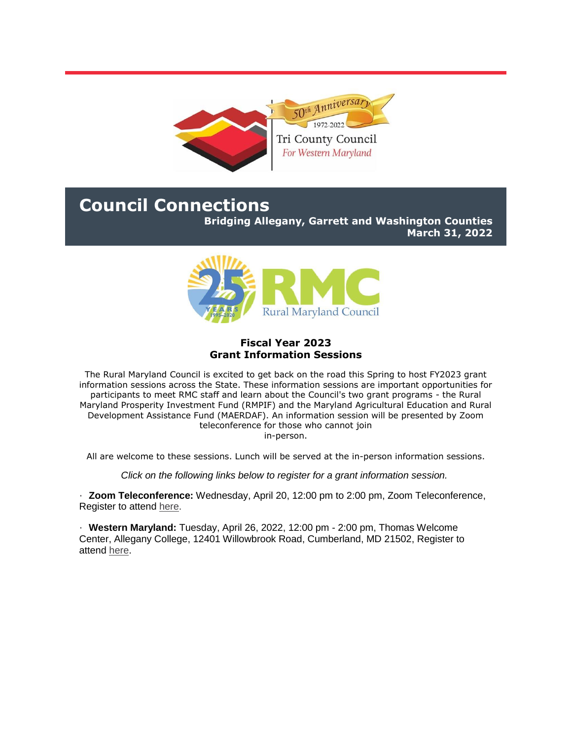50th Anniversary 1972-2022

Tri County Council For Western Maryland

# Council Connections

**Bridging Allegany, Garrett and Washington Counties**
**March 31, 2022**

25 YEARS 1995-2020 RMC Rural Maryland Council

## Fiscal Year 2023 Grant Information Sessions

The Rural Maryland Council is excited to get back on the road this Spring to host FY2023 grant information sessions across the State. These information sessions are important opportunities for participants to meet RMC staff and learn about the Council's two grant programs - the Rural Maryland Prosperity Investment Fund (RMPIF) and the Maryland Agricultural Education and Rural Development Assistance Fund (MAERDAF). An information session will be presented by Zoom teleconference for those who cannot join in-person.

All are welcome to these sessions. Lunch will be served at the in-person information sessions.

*Click on the following links below to register for a grant information session.*

- **Zoom Teleconference:** Wednesday, April 20, 12:00 pm to 2:00 pm, Zoom Teleconference, Register to attend here.

- **Western Maryland:** Tuesday, April 26, 2022, 12:00 pm - 2:00 pm, Thomas Welcome Center, Allegany College, 12401 Willowbrook Road, Cumberland, MD 21502, Register to attend here.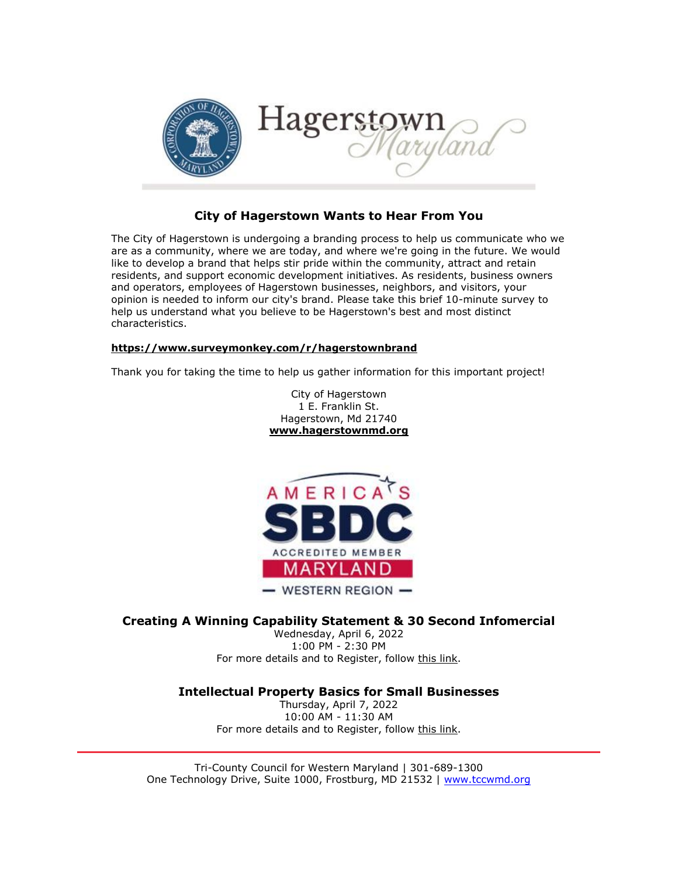## City of Hagerstown Wants to Hear From You

The City of Hagerstown is undergoing a branding process to help us communicate who we are as a community, where we are today, and where we're going in the future. We would like to develop a brand that helps stir pride within the community, attract and retain residents, and support economic development initiatives. As residents, business owners and operators, employees of Hagerstown businesses, neighbors, and visitors, your opinion is needed to inform our city's brand. Please take this brief 10-minute survey to help us understand what you believe to be Hagerstown's best and most distinct characteristics.

**https://www.surveymonkey.com/r/hagerstownbrand**

Thank you for taking the time to help us gather information for this important project!

City of Hagerstown
1 E. Franklin St.
Hagerstown, Md 21740
**www.hagerstownmd.org**

### Creating A Winning Capability Statement & 30 Second Infomercial

Wednesday, April 6, 2022
1:00 PM - 2:30 PM
For more details and to Register, follow this link.

### Intellectual Property Basics for Small Businesses

Thursday, April 7, 2022
10:00 AM - 11:30 AM
For more details and to Register, follow this link.

---

Tri-County Council for Western Maryland | 301-689-1300
One Technology Drive, Suite 1000, Frostburg, MD 21532 | www.tccwmd.org